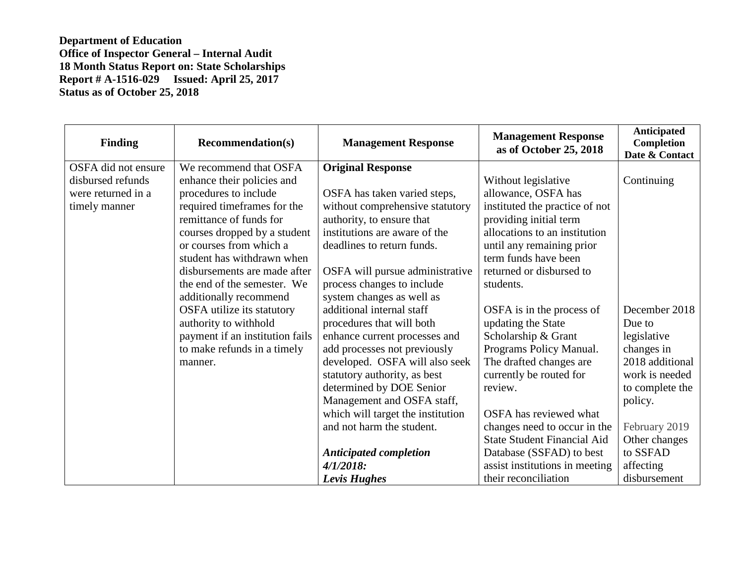**Department of Education**
**Office of Inspector General – Internal Audit**
**18 Month Status Report on: State Scholarships**
**Report # A-1516-029 Issued: April 25, 2017**
**Status as of October 25, 2018**

| Finding | Recommendation(s) | Management Response | Management Response as of October 25, 2018 | Anticipated Completion Date & Contact |
|---|---|---|---|---|
| OSFA did not ensure disbursed refunds were returned in a timely manner | We recommend that OSFA enhance their policies and procedures to include required timeframes for the remittance of funds for courses dropped by a student or courses from which a student has withdrawn when disbursements are made after the end of the semester. We additionally recommend OSFA utilize its statutory authority to withhold payment if an institution fails to make refunds in a timely manner. | **Original Response**<br><br>OSFA has taken varied steps, without comprehensive statutory authority, to ensure that institutions are aware of the deadlines to return funds.<br><br>OSFA will pursue administrative process changes to include system changes as well as additional internal staff procedures that will both enhance current processes and add processes not previously developed. OSFA will also seek statutory authority, as best determined by DOE Senior Management and OSFA staff, which will target the institution and not harm the student.<br><br>***Anticipated completion 4/1/2018:***<br>***Levis Hughes*** | Without legislative allowance, OSFA has instituted the practice of not providing initial term allocations to an institution until any remaining prior term funds have been returned or disbursed to students.<br><br>OSFA is in the process of updating the State Scholarship & Grant Programs Policy Manual. The drafted changes are currently be routed for review.<br><br>OSFA has reviewed what changes need to occur in the State Student Financial Aid Database (SSFAD) to best assist institutions in meeting their reconciliation | Continuing<br><br>December 2018 Due to legislative changes in 2018 additional work is needed to complete the policy.<br><br>February 2019 Other changes to SSFAD affecting disbursement |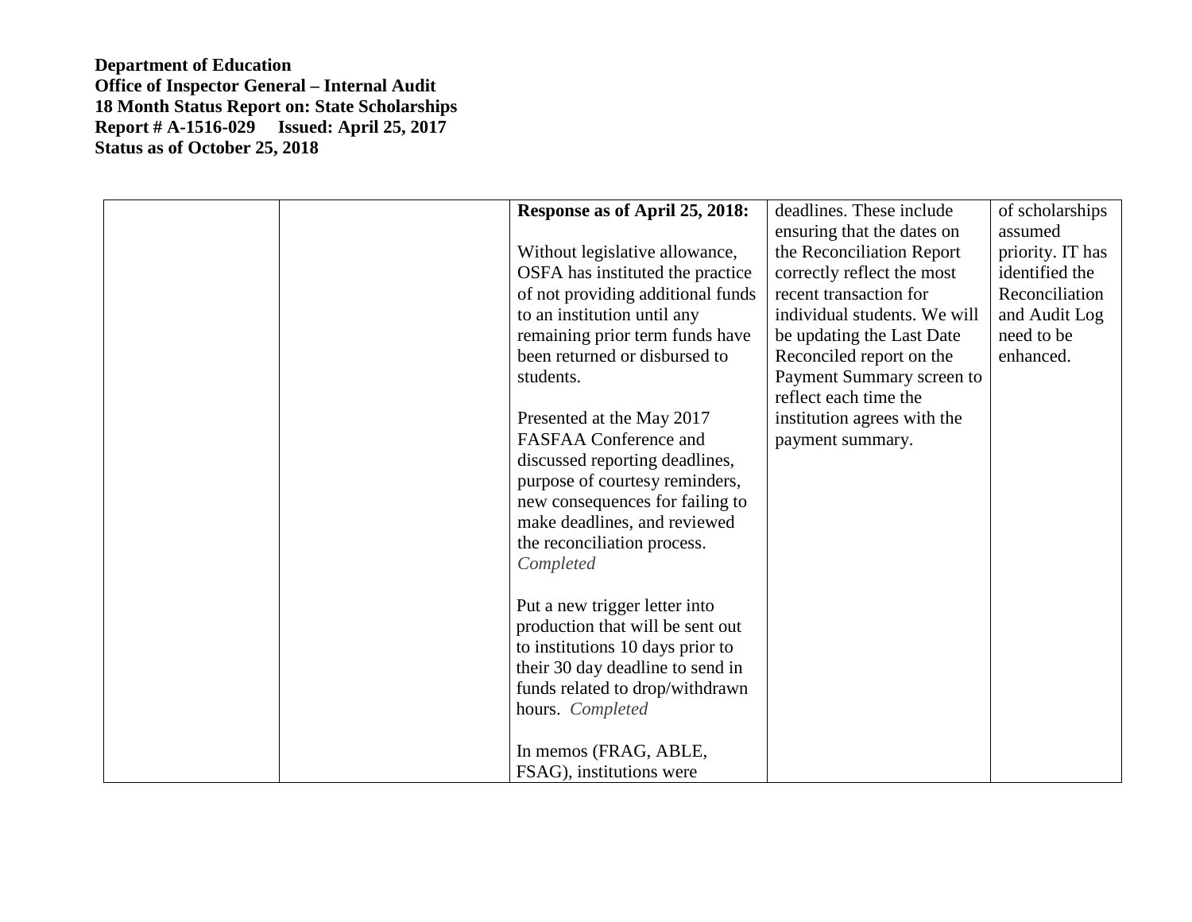**Department of Education**
**Office of Inspector General – Internal Audit**
**18 Month Status Report on: State Scholarships**
**Report # A-1516-029 Issued: April 25, 2017**
**Status as of October 25, 2018**

| | | | | |
|---|---|---|---|---|
| | | **Response as of April 25, 2018:**<br><br>Without legislative allowance, OSFA has instituted the practice of not providing additional funds to an institution until any remaining prior term funds have been returned or disbursed to students.<br><br>Presented at the May 2017 FASFAA Conference and discussed reporting deadlines, purpose of courtesy reminders, new consequences for failing to make deadlines, and reviewed the reconciliation process. *Completed*<br><br>Put a new trigger letter into production that will be sent out to institutions 10 days prior to their 30 day deadline to send in funds related to drop/withdrawn hours. *Completed*<br><br>In memos (FRAG, ABLE, FSAG), institutions were | deadlines. These include ensuring that the dates on the Reconciliation Report correctly reflect the most recent transaction for individual students. We will be updating the Last Date Reconciled report on the Payment Summary screen to reflect each time the institution agrees with the payment summary. | of scholarships assumed priority. IT has identified the Reconciliation and Audit Log need to be enhanced. |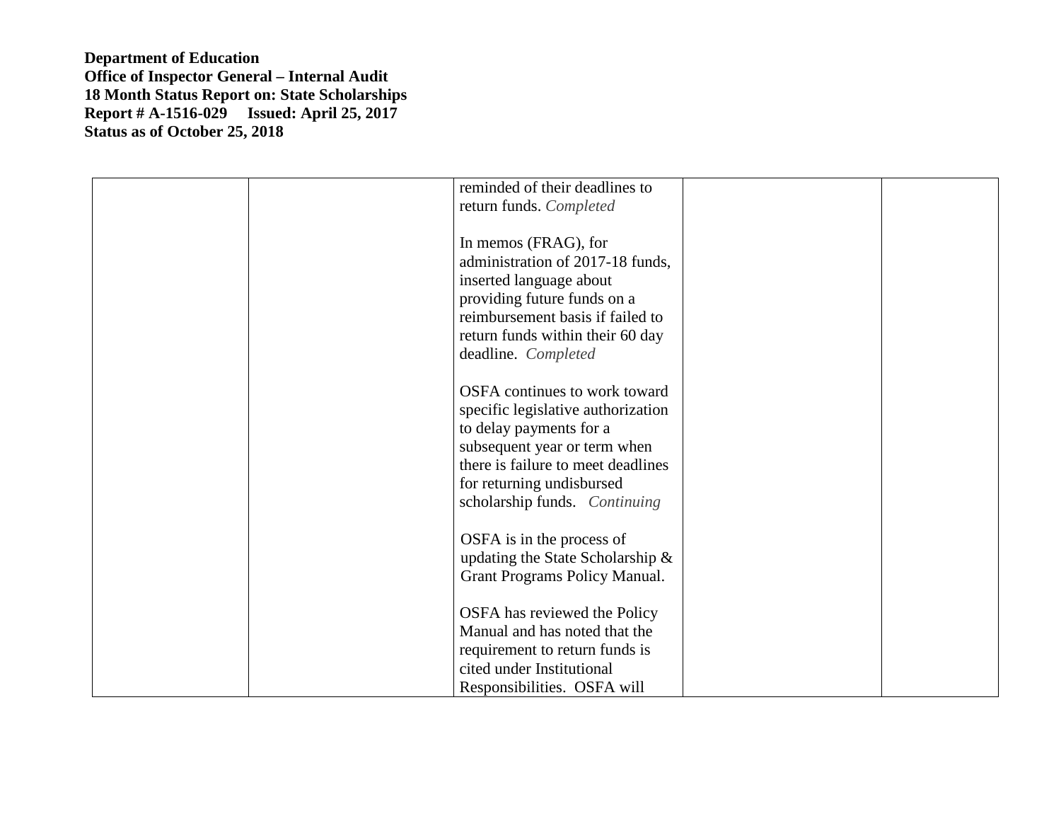**Department of Education**
**Office of Inspector General – Internal Audit**
**18 Month Status Report on: State Scholarships**
**Report # A-1516-029 Issued: April 25, 2017**
**Status as of October 25, 2018**

| | | | | |
|---|---|---|---|---|
| | | reminded of their deadlines to return funds. *Completed*<br><br>In memos (FRAG), for administration of 2017-18 funds, inserted language about providing future funds on a reimbursement basis if failed to return funds within their 60 day deadline. *Completed*<br><br>OSFA continues to work toward specific legislative authorization to delay payments for a subsequent year or term when there is failure to meet deadlines for returning undisbursed scholarship funds. *Continuing*<br><br>OSFA is in the process of updating the State Scholarship & Grant Programs Policy Manual.<br><br>OSFA has reviewed the Policy Manual and has noted that the requirement to return funds is cited under Institutional Responsibilities. OSFA will | | |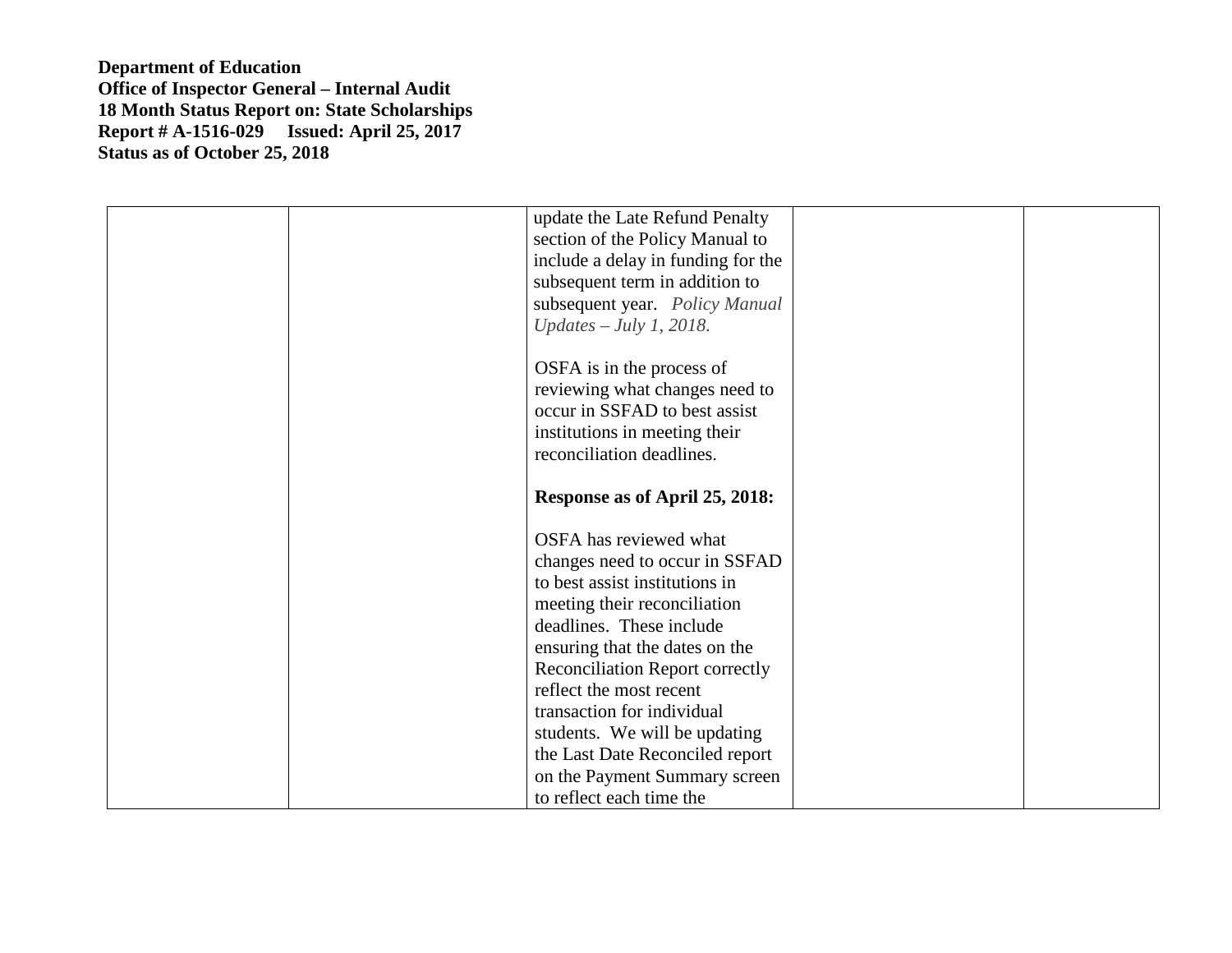**Department of Education**
**Office of Inspector General – Internal Audit**
**18 Month Status Report on: State Scholarships**
**Report # A-1516-029 Issued: April 25, 2017**
**Status as of October 25, 2018**

| | | | | |
|---|---|---|---|---|
| | | update the Late Refund Penalty section of the Policy Manual to include a delay in funding for the subsequent term in addition to subsequent year. *Policy Manual Updates – July 1, 2018.*<br><br>OSFA is in the process of reviewing what changes need to occur in SSFAD to best assist institutions in meeting their reconciliation deadlines.<br><br>**Response as of April 25, 2018:**<br><br>OSFA has reviewed what changes need to occur in SSFAD to best assist institutions in meeting their reconciliation deadlines. These include ensuring that the dates on the Reconciliation Report correctly reflect the most recent transaction for individual students. We will be updating the Last Date Reconciled report on the Payment Summary screen to reflect each time the | | |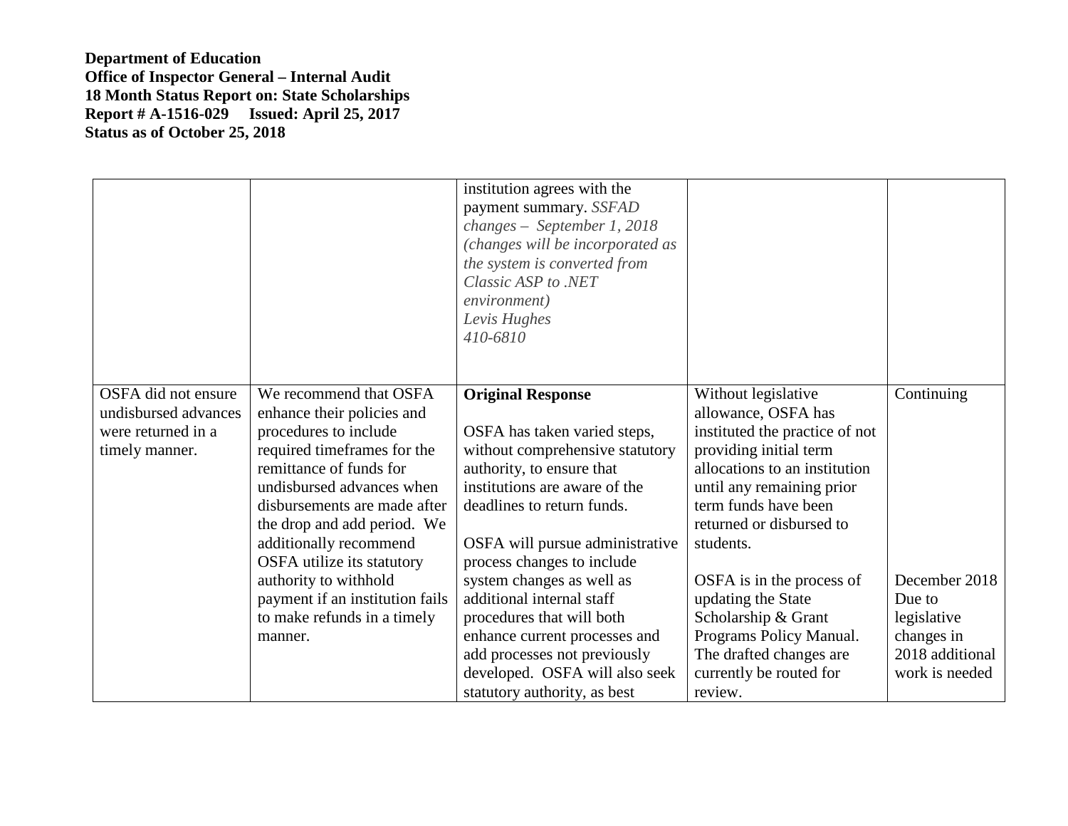**Department of Education**
**Office of Inspector General – Internal Audit**
**18 Month Status Report on: State Scholarships**
**Report # A-1516-029 Issued: April 25, 2017**
**Status as of October 25, 2018**

| | | | | |
|---|---|---|---|---|
| | | institution agrees with the payment summary. *SSFAD changes – September 1, 2018 (changes will be incorporated as the system is converted from Classic ASP to .NET environment)* *Levis Hughes* *410-6810* | | |
| OSFA did not ensure undisbursed advances were returned in a timely manner. | We recommend that OSFA enhance their policies and procedures to include required timeframes for the remittance of funds for undisbursed advances when disbursements are made after the drop and add period. We additionally recommend OSFA utilize its statutory authority to withhold payment if an institution fails to make refunds in a timely manner. | **Original Response**<br><br>OSFA has taken varied steps, without comprehensive statutory authority, to ensure that institutions are aware of the deadlines to return funds.<br><br>OSFA will pursue administrative process changes to include system changes as well as additional internal staff procedures that will both enhance current processes and add processes not previously developed. OSFA will also seek statutory authority, as best | Without legislative allowance, OSFA has instituted the practice of not providing initial term allocations to an institution until any remaining prior term funds have been returned or disbursed to students.<br><br>OSFA is in the process of updating the State Scholarship & Grant Programs Policy Manual. The drafted changes are currently be routed for review. | Continuing<br><br>December 2018 Due to legislative changes in 2018 additional work is needed |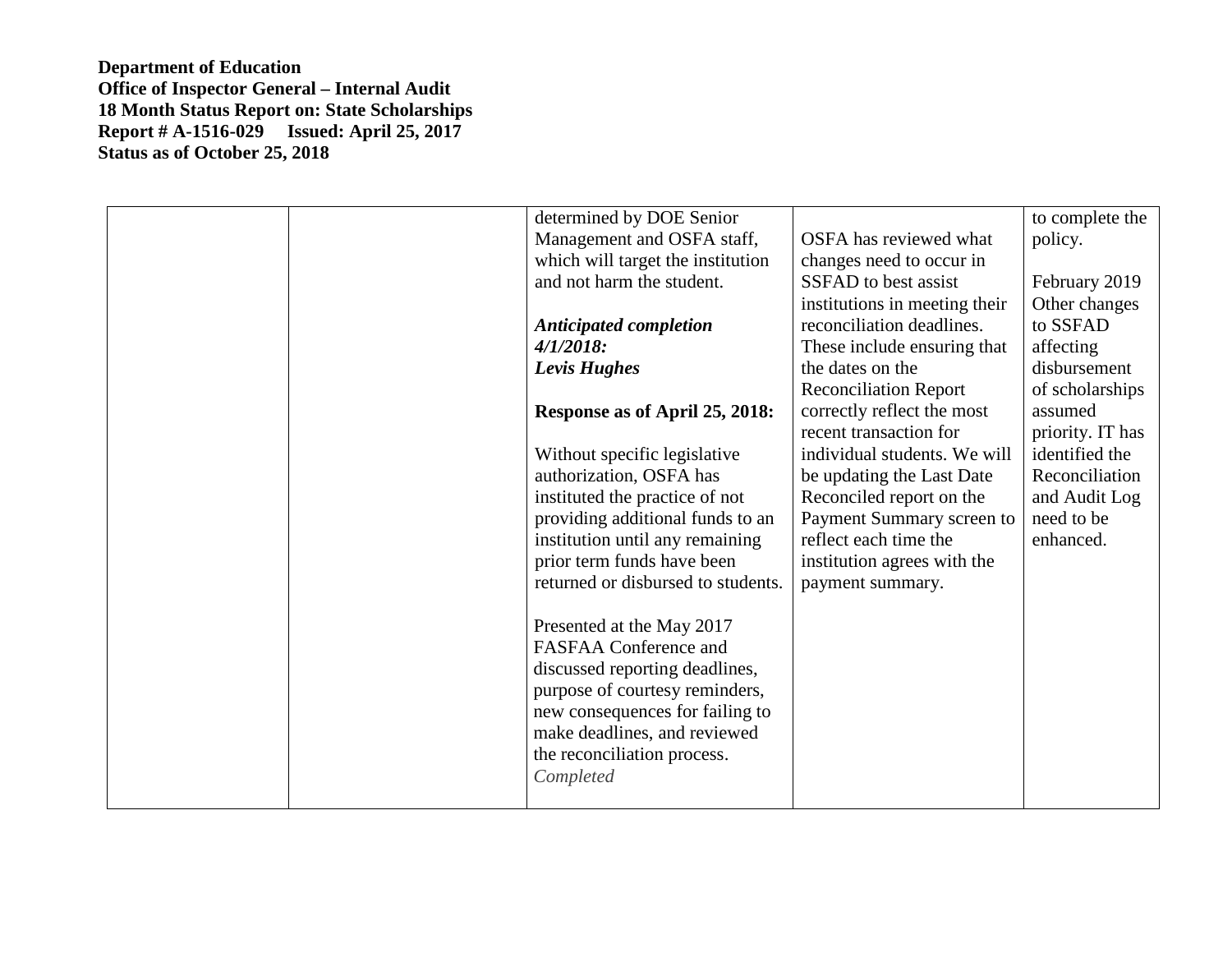**Department of Education**
**Office of Inspector General – Internal Audit**
**18 Month Status Report on: State Scholarships**
**Report # A-1516-029 Issued: April 25, 2017**
**Status as of October 25, 2018**

| | | | | |
|---|---|---|---|---|
| | | determined by DOE Senior Management and OSFA staff, which will target the institution and not harm the student.<br><br>***Anticipated completion 4/1/2018:***<br>***Levis Hughes***<br><br>**Response as of April 25, 2018:**<br><br>Without specific legislative authorization, OSFA has instituted the practice of not providing additional funds to an institution until any remaining prior term funds have been returned or disbursed to students.<br><br>Presented at the May 2017 FASFAA Conference and discussed reporting deadlines, purpose of courtesy reminders, new consequences for failing to make deadlines, and reviewed the reconciliation process.<br>*Completed* | OSFA has reviewed what changes need to occur in SSFAD to best assist institutions in meeting their reconciliation deadlines. These include ensuring that the dates on the Reconciliation Report correctly reflect the most recent transaction for individual students. We will be updating the Last Date Reconciled report on the Payment Summary screen to reflect each time the institution agrees with the payment summary. | to complete the policy.<br><br>February 2019 Other changes to SSFAD affecting disbursement of scholarships assumed priority. IT has identified the Reconciliation and Audit Log need to be enhanced. |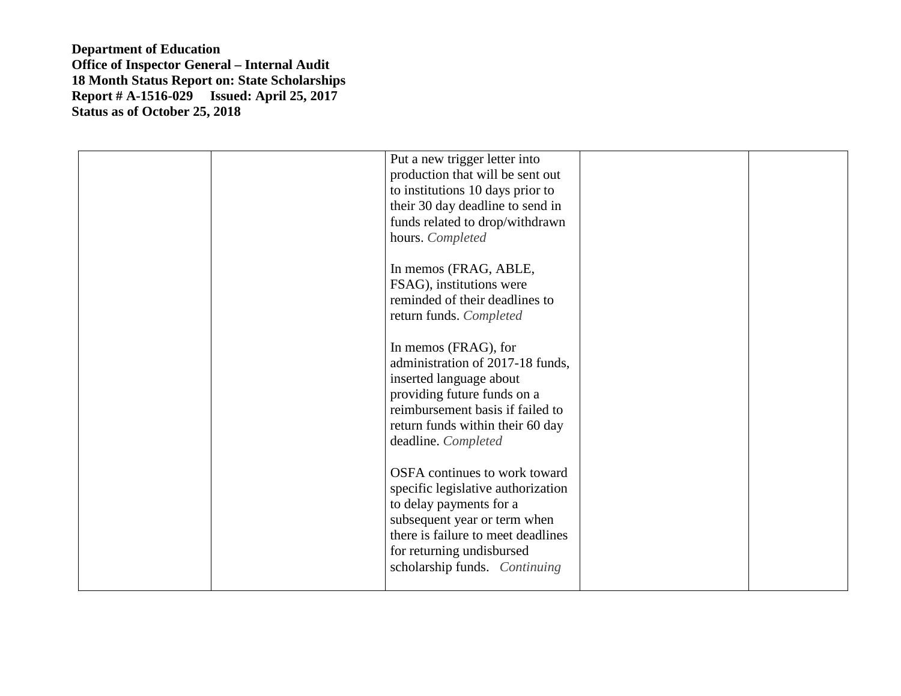**Department of Education**
**Office of Inspector General – Internal Audit**
**18 Month Status Report on: State Scholarships**
**Report # A-1516-029 Issued: April 25, 2017**
**Status as of October 25, 2018**

| | | | | |
|---|---|---|---|---|
| | | Put a new trigger letter into production that will be sent out to institutions 10 days prior to their 30 day deadline to send in funds related to drop/withdrawn hours. *Completed*<br><br>In memos (FRAG, ABLE, FSAG), institutions were reminded of their deadlines to return funds. *Completed*<br><br>In memos (FRAG), for administration of 2017-18 funds, inserted language about providing future funds on a reimbursement basis if failed to return funds within their 60 day deadline. *Completed*<br><br>OSFA continues to work toward specific legislative authorization to delay payments for a subsequent year or term when there is failure to meet deadlines for returning undisbursed scholarship funds. *Continuing* | | |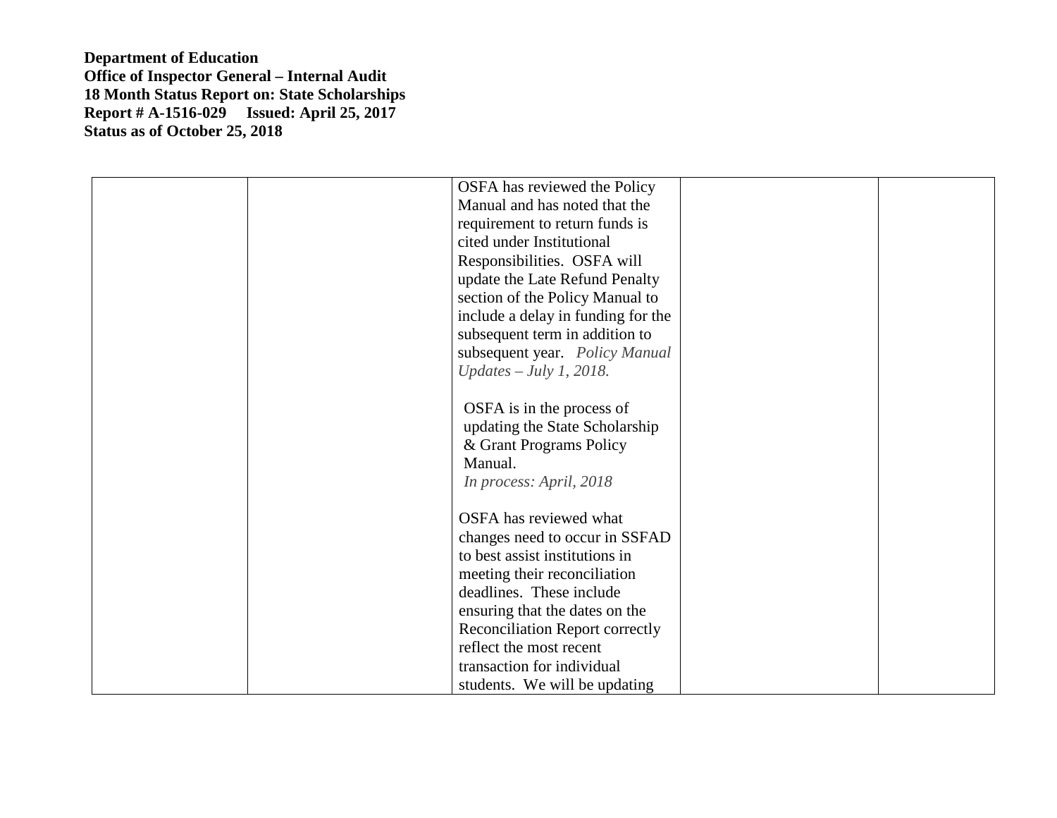**Department of Education**
**Office of Inspector General – Internal Audit**
**18 Month Status Report on: State Scholarships**
**Report # A-1516-029 Issued: April 25, 2017**
**Status as of October 25, 2018**

| | | | | |
|---|---|---|---|---|
| | | OSFA has reviewed the Policy Manual and has noted that the requirement to return funds is cited under Institutional Responsibilities. OSFA will update the Late Refund Penalty section of the Policy Manual to include a delay in funding for the subsequent term in addition to subsequent year. *Policy Manual Updates – July 1, 2018.*<br><br>OSFA is in the process of updating the State Scholarship & Grant Programs Policy Manual.<br>*In process: April, 2018*<br><br>OSFA has reviewed what changes need to occur in SSFAD to best assist institutions in meeting their reconciliation deadlines. These include ensuring that the dates on the Reconciliation Report correctly reflect the most recent transaction for individual students. We will be updating | | |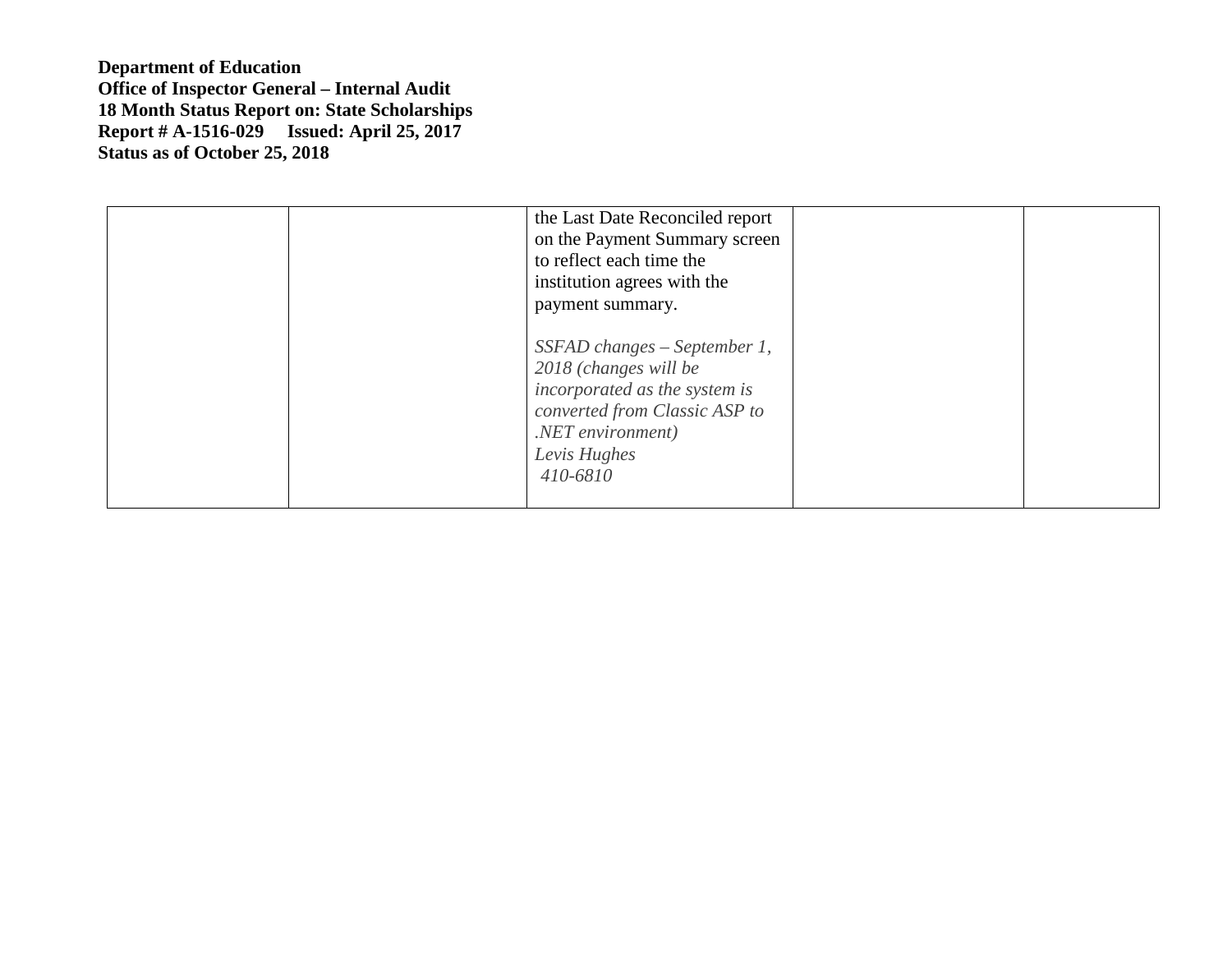**Department of Education**
**Office of Inspector General – Internal Audit**
**18 Month Status Report on: State Scholarships**
**Report # A-1516-029 Issued: April 25, 2017**
**Status as of October 25, 2018**

| | | | | |
|---|---|---|---|---|
| | | the Last Date Reconciled report on the Payment Summary screen to reflect each time the institution agrees with the payment summary.<br><br>*SSFAD changes – September 1, 2018 (changes will be incorporated as the system is converted from Classic ASP to .NET environment)*<br>*Levis Hughes*<br>*410-6810* | | |